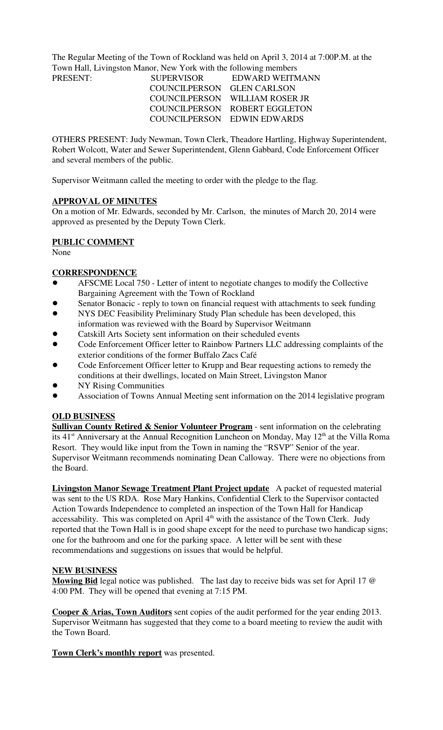The Regular Meeting of the Town of Rockland was held on April 3, 2014 at 7:00P.M. at the Town Hall, Livingston Manor, New York with the following members

| PRESENT: | SUPERVISOR | EDWARD WEITMANN |
|---|---|---|
| | COUNCILPERSON | GLEN CARLSON |
| | COUNCILPERSON | WILLIAM ROSER JR |
| | COUNCILPERSON | ROBERT EGGLETON |
| | COUNCILPERSON | EDWIN EDWARDS |

OTHERS PRESENT: Judy Newman, Town Clerk, Theadore Hartling, Highway Superintendent, Robert Wolcott, Water and Sewer Superintendent, Glenn Gabbard, Code Enforcement Officer and several members of the public.

Supervisor Weitmann called the meeting to order with the pledge to the flag.

**APPROVAL OF MINUTES**

On a motion of Mr. Edwards, seconded by Mr. Carlson, the minutes of March 20, 2014 were approved as presented by the Deputy Town Clerk.

**PUBLIC COMMENT**

None

**CORRESPONDENCE**

- AFSCME Local 750 - Letter of intent to negotiate changes to modify the Collective Bargaining Agreement with the Town of Rockland
- Senator Bonacic - reply to town on financial request with attachments to seek funding
- NYS DEC Feasibility Preliminary Study Plan schedule has been developed, this information was reviewed with the Board by Supervisor Weitmann
- Catskill Arts Society sent information on their scheduled events
- Code Enforcement Officer letter to Rainbow Partners LLC addressing complaints of the exterior conditions of the former Buffalo Zacs Café
- Code Enforcement Officer letter to Krupp and Bear requesting actions to remedy the conditions at their dwellings, located on Main Street, Livingston Manor
- NY Rising Communities
- Association of Towns Annual Meeting sent information on the 2014 legislative program

**OLD BUSINESS**

**Sullivan County Retired & Senior Volunteer Program** - sent information on the celebrating its 41st Anniversary at the Annual Recognition Luncheon on Monday, May 12th at the Villa Roma Resort. They would like input from the Town in naming the "RSVP" Senior of the year. Supervisor Weitmann recommends nominating Dean Calloway. There were no objections from the Board.

**Livingston Manor Sewage Treatment Plant Project update** A packet of requested material was sent to the US RDA. Rose Mary Hankins, Confidential Clerk to the Supervisor contacted Action Towards Independence to completed an inspection of the Town Hall for Handicap accessability. This was completed on April 4th with the assistance of the Town Clerk. Judy reported that the Town Hall is in good shape except for the need to purchase two handicap signs; one for the bathroom and one for the parking space. A letter will be sent with these recommendations and suggestions on issues that would be helpful.

**NEW BUSINESS**

**Mowing Bid** legal notice was published. The last day to receive bids was set for April 17 @ 4:00 PM. They will be opened that evening at 7:15 PM.

**Cooper & Arias, Town Auditors** sent copies of the audit performed for the year ending 2013. Supervisor Weitmann has suggested that they come to a board meeting to review the audit with the Town Board.

**Town Clerk's monthly report** was presented.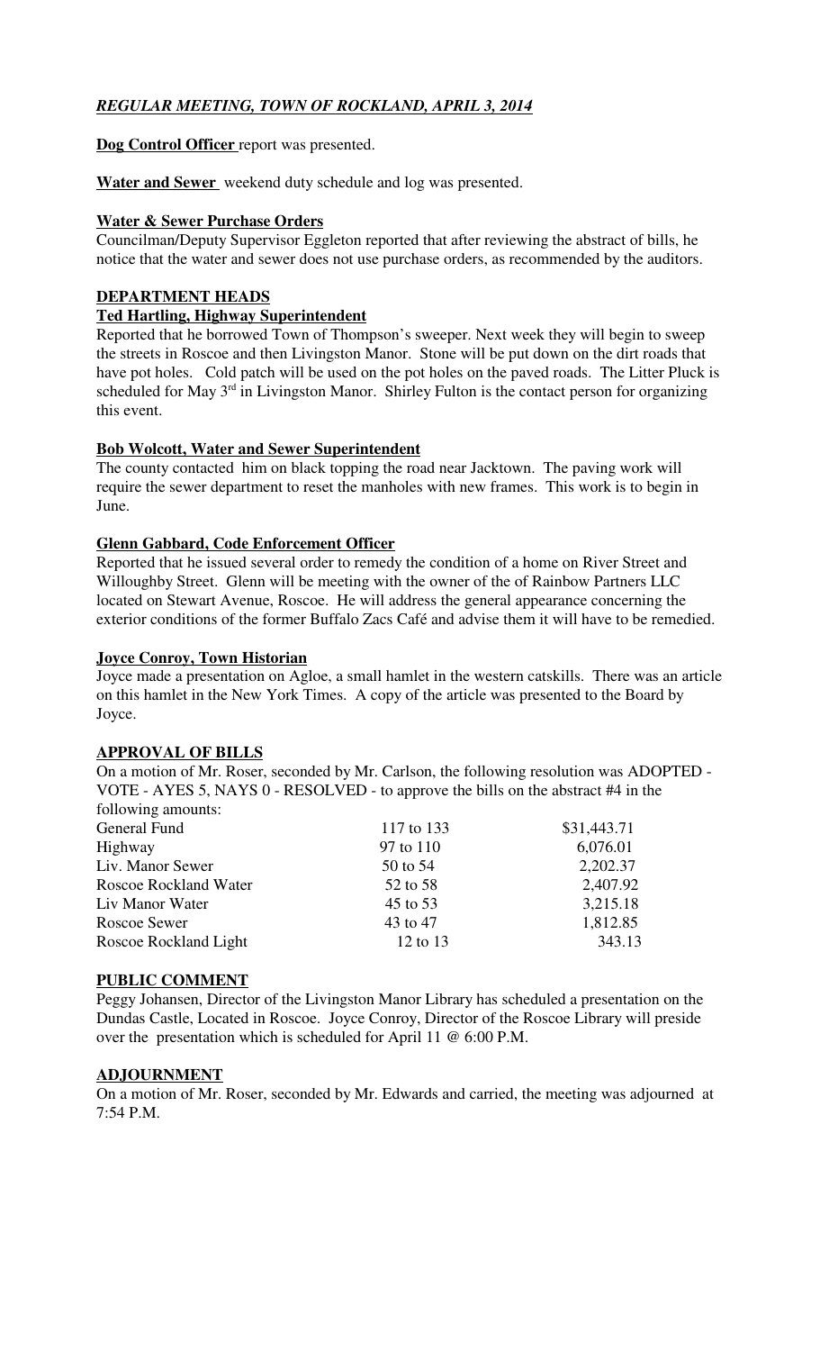## *REGULAR MEETING, TOWN OF ROCKLAND, APRIL 3, 2014*

**Dog Control Officer** report was presented.

**Water and Sewer** weekend duty schedule and log was presented.

**Water & Sewer Purchase Orders**

Councilman/Deputy Supervisor Eggleton reported that after reviewing the abstract of bills, he notice that the water and sewer does not use purchase orders, as recommended by the auditors.

**DEPARTMENT HEADS**

**Ted Hartling, Highway Superintendent**

Reported that he borrowed Town of Thompson's sweeper. Next week they will begin to sweep the streets in Roscoe and then Livingston Manor. Stone will be put down on the dirt roads that have pot holes. Cold patch will be used on the pot holes on the paved roads. The Litter Pluck is scheduled for May 3rd in Livingston Manor. Shirley Fulton is the contact person for organizing this event.

**Bob Wolcott, Water and Sewer Superintendent**

The county contacted him on black topping the road near Jacktown. The paving work will require the sewer department to reset the manholes with new frames. This work is to begin in June.

**Glenn Gabbard, Code Enforcement Officer**

Reported that he issued several order to remedy the condition of a home on River Street and Willoughby Street. Glenn will be meeting with the owner of the of Rainbow Partners LLC located on Stewart Avenue, Roscoe. He will address the general appearance concerning the exterior conditions of the former Buffalo Zacs Café and advise them it will have to be remedied.

**Joyce Conroy, Town Historian**

Joyce made a presentation on Agloe, a small hamlet in the western catskills. There was an article on this hamlet in the New York Times. A copy of the article was presented to the Board by Joyce.

**APPROVAL OF BILLS**

On a motion of Mr. Roser, seconded by Mr. Carlson, the following resolution was ADOPTED - VOTE - AYES 5, NAYS 0 - RESOLVED - to approve the bills on the abstract #4 in the following amounts:

| | | |
|---|---|---|
| General Fund | 117 to 133 | $31,443.71 |
| Highway | 97 to 110 | 6,076.01 |
| Liv. Manor Sewer | 50 to 54 | 2,202.37 |
| Roscoe Rockland Water | 52 to 58 | 2,407.92 |
| Liv Manor Water | 45 to 53 | 3,215.18 |
| Roscoe Sewer | 43 to 47 | 1,812.85 |
| Roscoe Rockland Light | 12 to 13 | 343.13 |

**PUBLIC COMMENT**

Peggy Johansen, Director of the Livingston Manor Library has scheduled a presentation on the Dundas Castle, Located in Roscoe. Joyce Conroy, Director of the Roscoe Library will preside over the presentation which is scheduled for April 11 @ 6:00 P.M.

**ADJOURNMENT**

On a motion of Mr. Roser, seconded by Mr. Edwards and carried, the meeting was adjourned at 7:54 P.M.